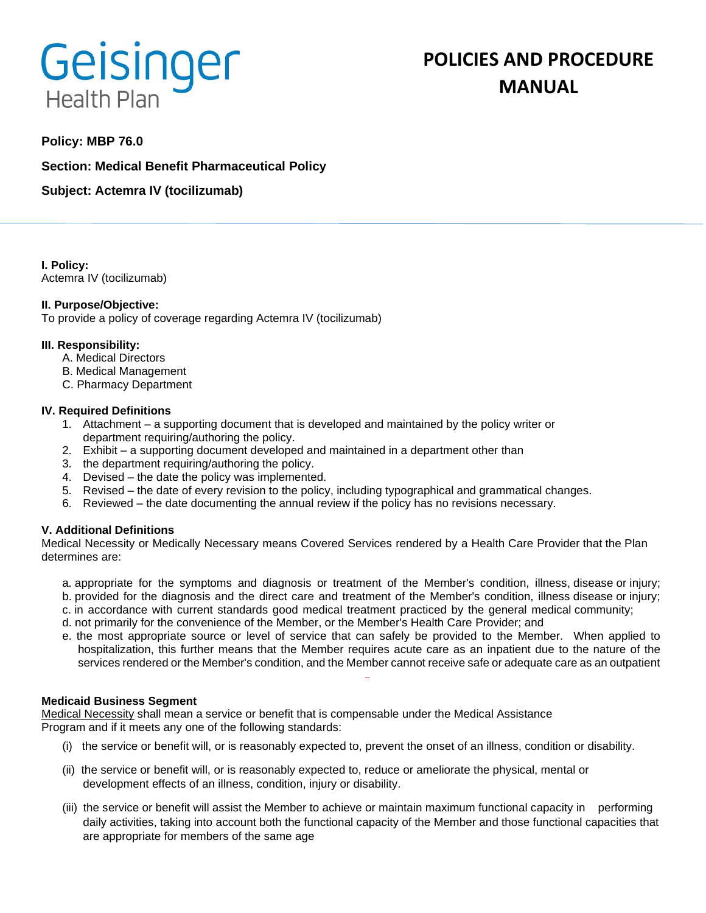Geisinger Health Plan

# POLICIES AND PROCEDURE MANUAL

**Policy: MBP 76.0**

**Section: Medical Benefit Pharmaceutical Policy**

**Subject: Actemra IV (tocilizumab)**

---

**I. Policy:**
Actemra IV (tocilizumab)

**II. Purpose/Objective:**
To provide a policy of coverage regarding Actemra IV (tocilizumab)

**III. Responsibility:**

A. Medical Directors
B. Medical Management
C. Pharmacy Department

**IV. Required Definitions**

1. Attachment – a supporting document that is developed and maintained by the policy writer or department requiring/authoring the policy.
2. Exhibit – a supporting document developed and maintained in a department other than
3. the department requiring/authoring the policy.
4. Devised – the date the policy was implemented.
5. Revised – the date of every revision to the policy, including typographical and grammatical changes.
6. Reviewed – the date documenting the annual review if the policy has no revisions necessary.

**V. Additional Definitions**
Medical Necessity or Medically Necessary means Covered Services rendered by a Health Care Provider that the Plan determines are:

a. appropriate for the symptoms and diagnosis or treatment of the Member's condition, illness, disease or injury;
b. provided for the diagnosis and the direct care and treatment of the Member's condition, illness disease or injury;
c. in accordance with current standards good medical treatment practiced by the general medical community;
d. not primarily for the convenience of the Member, or the Member's Health Care Provider; and
e. the most appropriate source or level of service that can safely be provided to the Member. When applied to hospitalization, this further means that the Member requires acute care as an inpatient due to the nature of the services rendered or the Member's condition, and the Member cannot receive safe or adequate care as an outpatient

**Medicaid Business Segment**
Medical Necessity shall mean a service or benefit that is compensable under the Medical Assistance Program and if it meets any one of the following standards:

(i) the service or benefit will, or is reasonably expected to, prevent the onset of an illness, condition or disability.

(ii) the service or benefit will, or is reasonably expected to, reduce or ameliorate the physical, mental or development effects of an illness, condition, injury or disability.

(iii) the service or benefit will assist the Member to achieve or maintain maximum functional capacity in performing daily activities, taking into account both the functional capacity of the Member and those functional capacities that are appropriate for members of the same age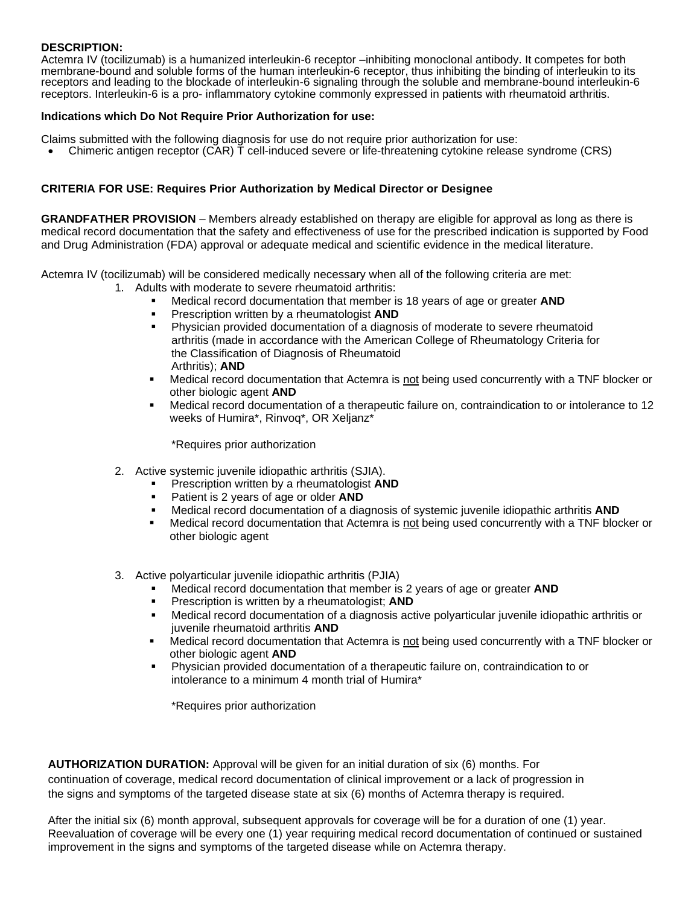**DESCRIPTION:**
Actemra IV (tocilizumab) is a humanized interleukin-6 receptor –inhibiting monoclonal antibody. It competes for both membrane-bound and soluble forms of the human interleukin-6 receptor, thus inhibiting the binding of interleukin to its receptors and leading to the blockade of interleukin-6 signaling through the soluble and membrane-bound interleukin-6 receptors. Interleukin-6 is a pro- inflammatory cytokine commonly expressed in patients with rheumatoid arthritis.

**Indications which Do Not Require Prior Authorization for use:**

Claims submitted with the following diagnosis for use do not require prior authorization for use:

- Chimeric antigen receptor (CAR) T cell-induced severe or life-threatening cytokine release syndrome (CRS)

**CRITERIA FOR USE: Requires Prior Authorization by Medical Director or Designee**

**GRANDFATHER PROVISION** – Members already established on therapy are eligible for approval as long as there is medical record documentation that the safety and effectiveness of use for the prescribed indication is supported by Food and Drug Administration (FDA) approval or adequate medical and scientific evidence in the medical literature.

Actemra IV (tocilizumab) will be considered medically necessary when all of the following criteria are met:

1. Adults with moderate to severe rheumatoid arthritis:
   - Medical record documentation that member is 18 years of age or greater **AND**
   - Prescription written by a rheumatologist **AND**
   - Physician provided documentation of a diagnosis of moderate to severe rheumatoid arthritis (made in accordance with the American College of Rheumatology Criteria for the Classification of Diagnosis of Rheumatoid Arthritis); **AND**
   - Medical record documentation that Actemra is not being used concurrently with a TNF blocker or other biologic agent **AND**
   - Medical record documentation of a therapeutic failure on, contraindication to or intolerance to 12 weeks of Humira*, Rinvoq*, OR Xeljanz*

     *Requires prior authorization

2. Active systemic juvenile idiopathic arthritis (SJIA).
   - Prescription written by a rheumatologist **AND**
   - Patient is 2 years of age or older **AND**
   - Medical record documentation of a diagnosis of systemic juvenile idiopathic arthritis **AND**
   - Medical record documentation that Actemra is not being used concurrently with a TNF blocker or other biologic agent

3. Active polyarticular juvenile idiopathic arthritis (PJIA)
   - Medical record documentation that member is 2 years of age or greater **AND**
   - Prescription is written by a rheumatologist; **AND**
   - Medical record documentation of a diagnosis active polyarticular juvenile idiopathic arthritis or juvenile rheumatoid arthritis **AND**
   - Medical record documentation that Actemra is not being used concurrently with a TNF blocker or other biologic agent **AND**
   - Physician provided documentation of a therapeutic failure on, contraindication to or intolerance to a minimum 4 month trial of Humira*

     *Requires prior authorization

**AUTHORIZATION DURATION:** Approval will be given for an initial duration of six (6) months. For continuation of coverage, medical record documentation of clinical improvement or a lack of progression in the signs and symptoms of the targeted disease state at six (6) months of Actemra therapy is required.

After the initial six (6) month approval, subsequent approvals for coverage will be for a duration of one (1) year. Reevaluation of coverage will be every one (1) year requiring medical record documentation of continued or sustained improvement in the signs and symptoms of the targeted disease while on Actemra therapy.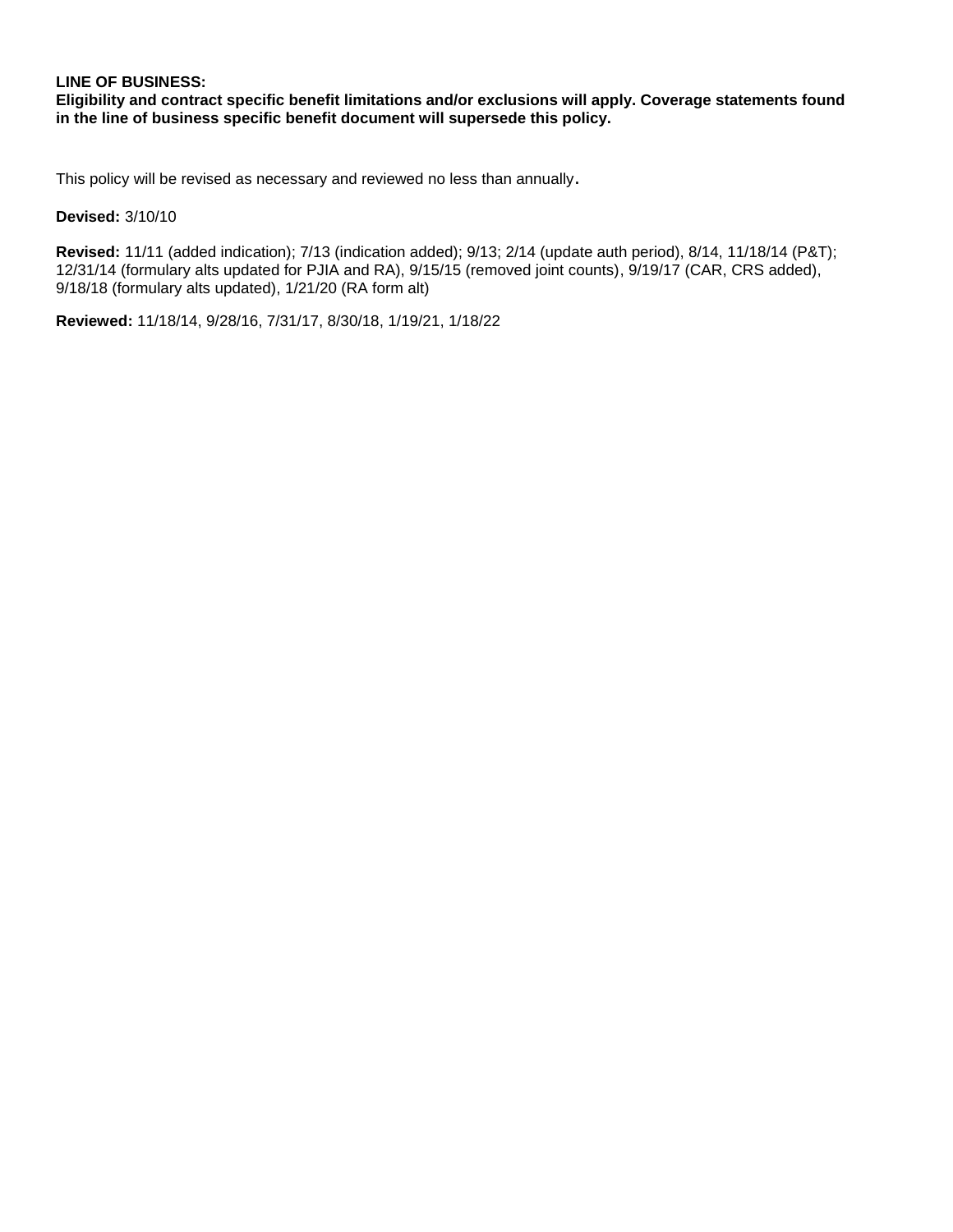**LINE OF BUSINESS:**
**Eligibility and contract specific benefit limitations and/or exclusions will apply. Coverage statements found in the line of business specific benefit document will supersede this policy.**

This policy will be revised as necessary and reviewed no less than annually.

**Devised:** 3/10/10

**Revised:** 11/11 (added indication); 7/13 (indication added); 9/13; 2/14 (update auth period), 8/14, 11/18/14 (P&T); 12/31/14 (formulary alts updated for PJIA and RA), 9/15/15 (removed joint counts), 9/19/17 (CAR, CRS added), 9/18/18 (formulary alts updated), 1/21/20 (RA form alt)

**Reviewed:** 11/18/14, 9/28/16, 7/31/17, 8/30/18, 1/19/21, 1/18/22